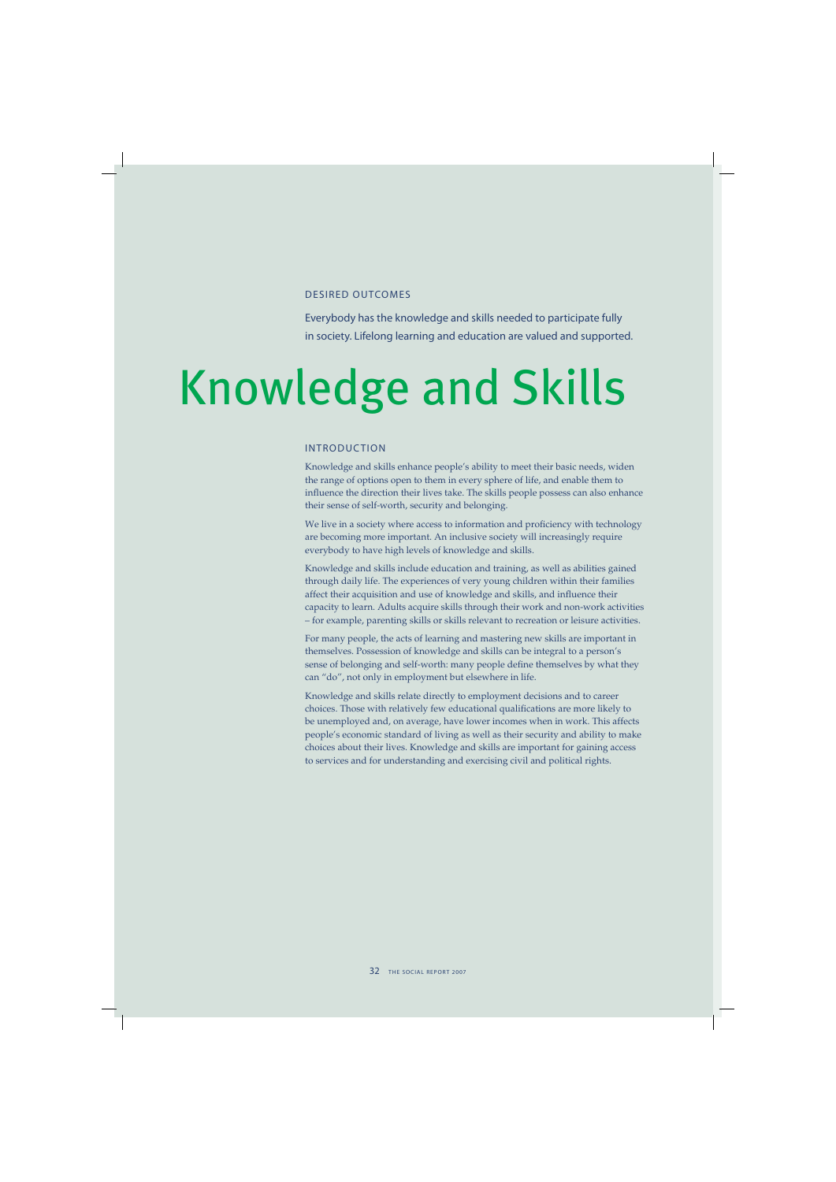## DESIRED OUTCOMES

Everybody has the knowledge and skills needed to participate fully in society. Lifelong learning and education are valued and supported.

# Knowledge and Skills

## INTRODUCTION

Knowledge and skills enhance people's ability to meet their basic needs, widen the range of options open to them in every sphere of life, and enable them to influence the direction their lives take. The skills people possess can also enhance their sense of self-worth, security and belonging.

We live in a society where access to information and proficiency with technology are becoming more important. An inclusive society will increasingly require everybody to have high levels of knowledge and skills.

Knowledge and skills include education and training, as well as abilities gained through daily life. The experiences of very young children within their families affect their acquisition and use of knowledge and skills, and influence their capacity to learn. Adults acquire skills through their work and non-work activities – for example, parenting skills or skills relevant to recreation or leisure activities.

For many people, the acts of learning and mastering new skills are important in themselves. Possession of knowledge and skills can be integral to a person's sense of belonging and self-worth: many people define themselves by what they can "do", not only in employment but elsewhere in life.

Knowledge and skills relate directly to employment decisions and to career choices. Those with relatively few educational qualifications are more likely to be unemployed and, on average, have lower incomes when in work. This affects people's economic standard of living as well as their security and ability to make choices about their lives. Knowledge and skills are important for gaining access to services and for understanding and exercising civil and political rights.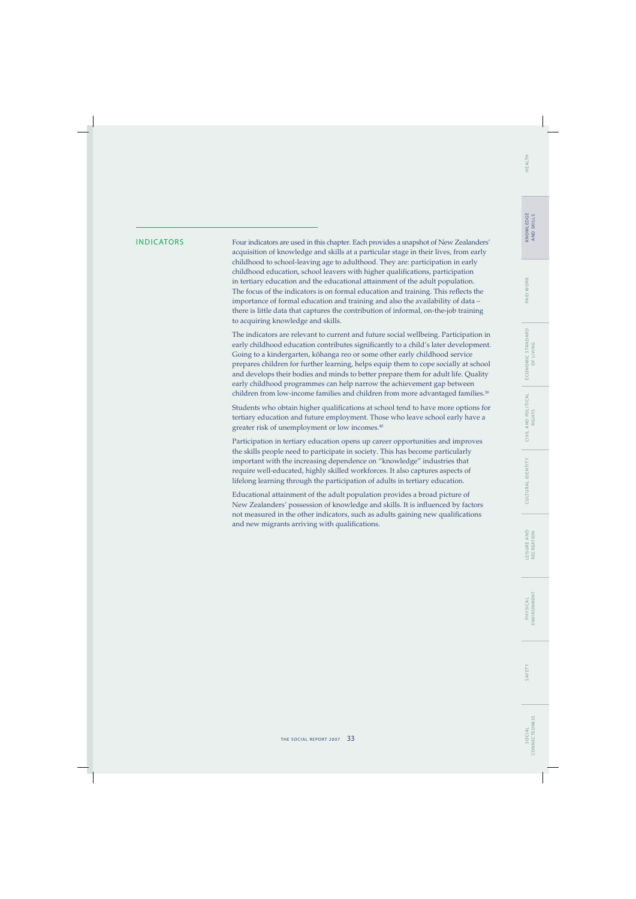## INDICATORS

Four indicators are used in this chapter. Each provides a snapshot of New Zealanders' acquisition of knowledge and skills at a particular stage in their lives, from early childhood to school-leaving age to adulthood. They are: participation in early childhood education, school leavers with higher qualifications, participation in tertiary education and the educational attainment of the adult population. The focus of the indicators is on formal education and training. This reflects the importance of formal education and training and also the availability of data – there is little data that captures the contribution of informal, on-the-job training to acquiring knowledge and skills.

The indicators are relevant to current and future social wellbeing. Participation in early childhood education contributes significantly to a child's later development. Going to a kindergarten, kōhanga reo or some other early childhood service prepares children for further learning, helps equip them to cope socially at school and develops their bodies and minds to better prepare them for adult life. Quality early childhood programmes can help narrow the achievement gap between children from low-income families and children from more advantaged families.[39]

Students who obtain higher qualifications at school tend to have more options for tertiary education and future employment. Those who leave school early have a greater risk of unemployment or low incomes.[40]

Participation in tertiary education opens up career opportunities and improves the skills people need to participate in society. This has become particularly important with the increasing dependence on "knowledge" industries that require well-educated, highly skilled workforces. It also captures aspects of lifelong learning through the participation of adults in tertiary education.

Educational attainment of the adult population provides a broad picture of New Zealanders' possession of knowledge and skills. It is influenced by factors not measured in the other indicators, such as adults gaining new qualifications and new migrants arriving with qualifications.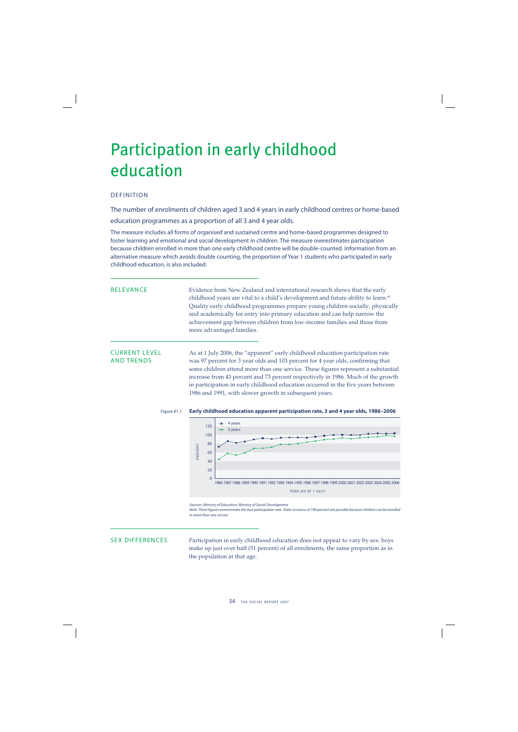# Participation in early childhood education

## DEFINITION

The number of enrolments of children aged 3 and 4 years in early childhood centres or home-based education programmes as a proportion of all 3 and 4 year olds.

The measure includes all forms of organised and sustained centre and home-based programmes designed to foster learning and emotional and social development in children. The measure overestimates participation because children enrolled in more than one early childhood centre will be double-counted. Information from an alternative measure which avoids double counting, the proportion of Year 1 students who participated in early childhood education, is also included.

## RELEVANCE

Evidence from New Zealand and international research shows that the early childhood years are vital to a child's development and future ability to learn.[41] Quality early childhood programmes prepare young children socially, physically and academically for entry into primary education and can help narrow the achievement gap between children from low-income families and those from more advantaged families.

## CURRENT LEVEL AND TRENDS

As at 1 July 2006, the "apparent" early childhood education participation rate was 97 percent for 3 year olds and 103 percent for 4 year olds, confirming that some children attend more than one service. These figures represent a substantial increase from 43 percent and 73 percent respectively in 1986. Much of the growth in participation in early childhood education occurred in the five years between 1986 and 1991, with slower growth in subsequent years.

Figure K1.1 **Early childhood education apparent participation rate, 3 and 4 year olds, 1986–2006**

*Sources: Ministry of Education; Ministry of Social Development*
*Note: These figures overestimate the true participation rate. Rates in excess of 100 percent are possible because children can be enrolled in more than one service*

## SEX DIFFERENCES

Participation in early childhood education does not appear to vary by sex: boys make up just over half (51 percent) of all enrolments, the same proportion as in the population at that age.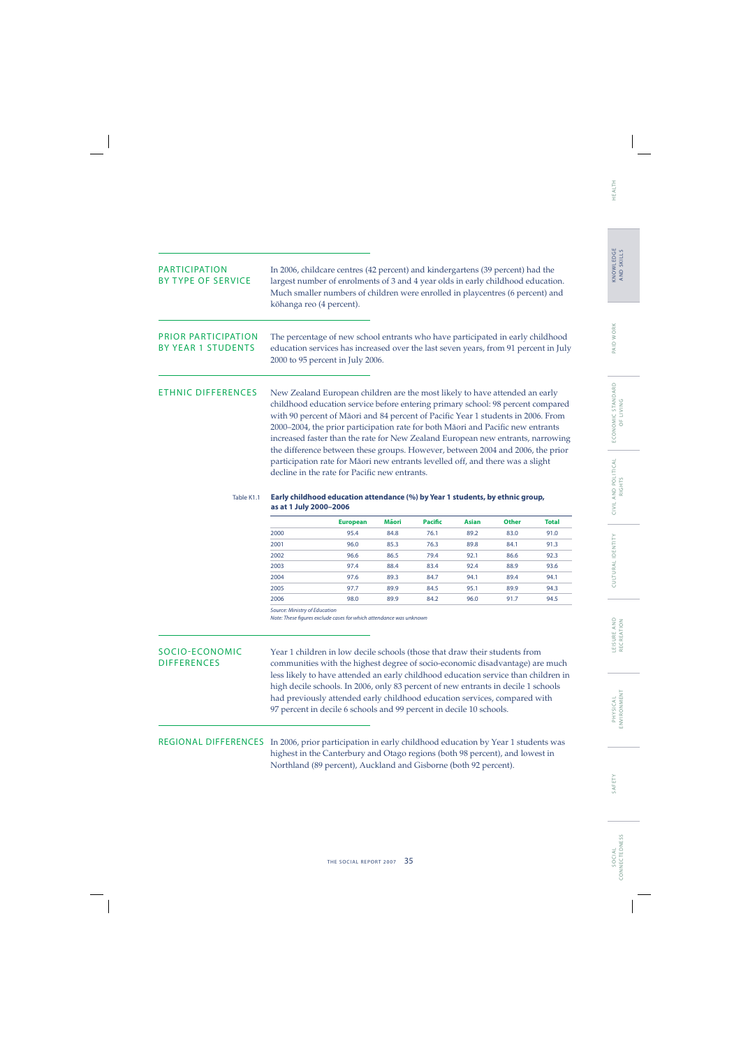## PARTICIPATION BY TYPE OF SERVICE

In 2006, childcare centres (42 percent) and kindergartens (39 percent) had the largest number of enrolments of 3 and 4 year olds in early childhood education. Much smaller numbers of children were enrolled in playcentres (6 percent) and kōhanga reo (4 percent).

## PRIOR PARTICIPATION BY YEAR 1 STUDENTS

The percentage of new school entrants who have participated in early childhood education services has increased over the last seven years, from 91 percent in July 2000 to 95 percent in July 2006.

## ETHNIC DIFFERENCES

New Zealand European children are the most likely to have attended an early childhood education service before entering primary school: 98 percent compared with 90 percent of Māori and 84 percent of Pacific Year 1 students in 2006. From 2000–2004, the prior participation rate for both Māori and Pacific new entrants increased faster than the rate for New Zealand European new entrants, narrowing the difference between these groups. However, between 2004 and 2006, the prior participation rate for Māori new entrants levelled off, and there was a slight decline in the rate for Pacific new entrants.

Table K1.1 **Early childhood education attendance (%) by Year 1 students, by ethnic group, as at 1 July 2000–2006**

| | European | Māori | Pacific | Asian | Other | Total |
|---|---|---|---|---|---|---|
| 2000 | 95.4 | 84.8 | 76.1 | 89.2 | 83.0 | 91.0 |
| 2001 | 96.0 | 85.3 | 76.3 | 89.8 | 84.1 | 91.3 |
| 2002 | 96.6 | 86.5 | 79.4 | 92.1 | 86.6 | 92.3 |
| 2003 | 97.4 | 88.4 | 83.4 | 92.4 | 88.9 | 93.6 |
| 2004 | 97.6 | 89.3 | 84.7 | 94.1 | 89.4 | 94.1 |
| 2005 | 97.7 | 89.9 | 84.5 | 95.1 | 89.9 | 94.3 |
| 2006 | 98.0 | 89.9 | 84.2 | 96.0 | 91.7 | 94.5 |

*Source: Ministry of Education*
*Note: These figures exclude cases for which attendance was unknown*

## SOCIO-ECONOMIC DIFFERENCES

Year 1 children in low decile schools (those that draw their students from communities with the highest degree of socio-economic disadvantage) are much less likely to have attended an early childhood education service than children in high decile schools. In 2006, only 83 percent of new entrants in decile 1 schools had previously attended early childhood education services, compared with 97 percent in decile 6 schools and 99 percent in decile 10 schools.

## REGIONAL DIFFERENCES

In 2006, prior participation in early childhood education by Year 1 students was highest in the Canterbury and Otago regions (both 98 percent), and lowest in Northland (89 percent), Auckland and Gisborne (both 92 percent).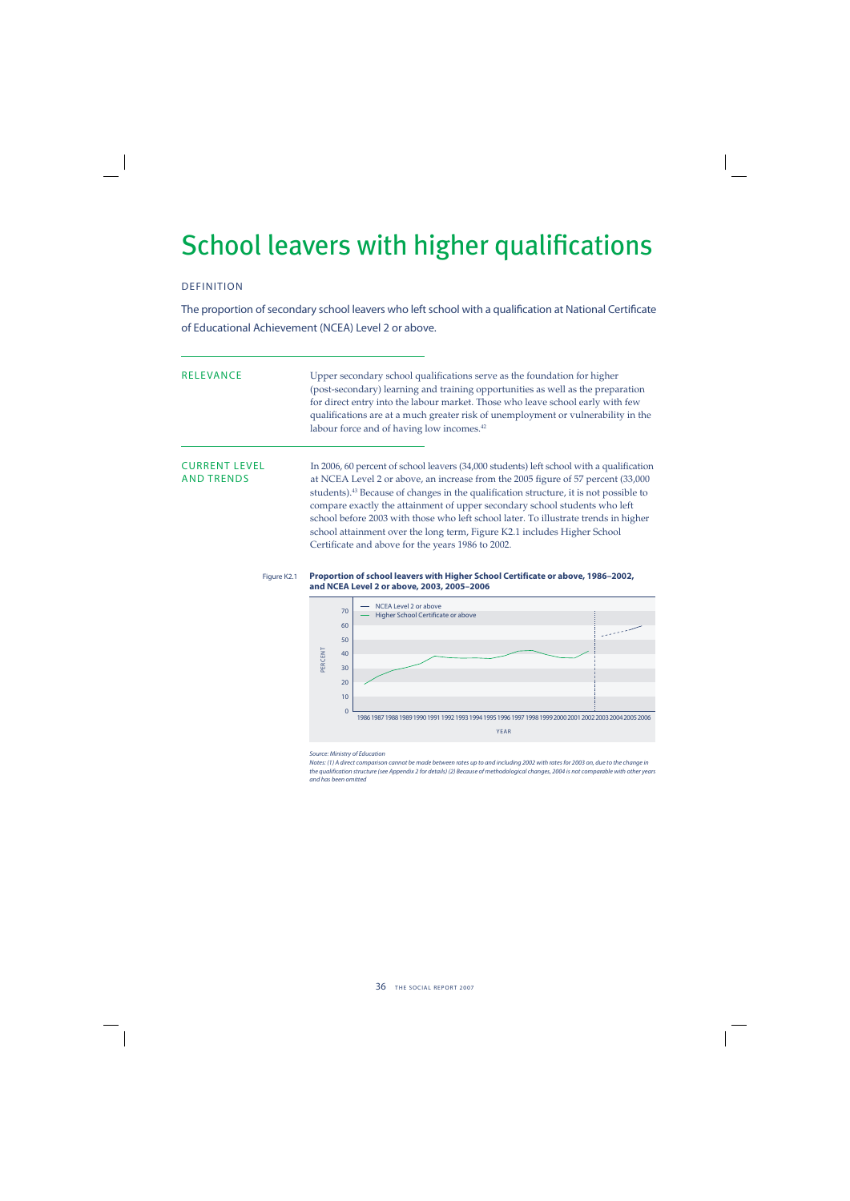# School leavers with higher qualifications

## DEFINITION

The proportion of secondary school leavers who left school with a qualification at National Certificate of Educational Achievement (NCEA) Level 2 or above.

## RELEVANCE

Upper secondary school qualifications serve as the foundation for higher (post-secondary) learning and training opportunities as well as the preparation for direct entry into the labour market. Those who leave school early with few qualifications are at a much greater risk of unemployment or vulnerability in the labour force and of having low incomes.[42]

## CURRENT LEVEL AND TRENDS

In 2006, 60 percent of school leavers (34,000 students) left school with a qualification at NCEA Level 2 or above, an increase from the 2005 figure of 57 percent (33,000 students).[43] Because of changes in the qualification structure, it is not possible to compare exactly the attainment of upper secondary school students who left school before 2003 with those who left school later. To illustrate trends in higher school attainment over the long term, Figure K2.1 includes Higher School Certificate and above for the years 1986 to 2002.

Figure K2.1 **Proportion of school leavers with Higher School Certificate or above, 1986–2002, and NCEA Level 2 or above, 2003, 2005–2006**

*Source: Ministry of Education*

*Notes: (1) A direct comparison cannot be made between rates up to and including 2002 with rates for 2003 on, due to the change in the qualification structure (see Appendix 2 for details) (2) Because of methodological changes, 2004 is not comparable with other years and has been omitted*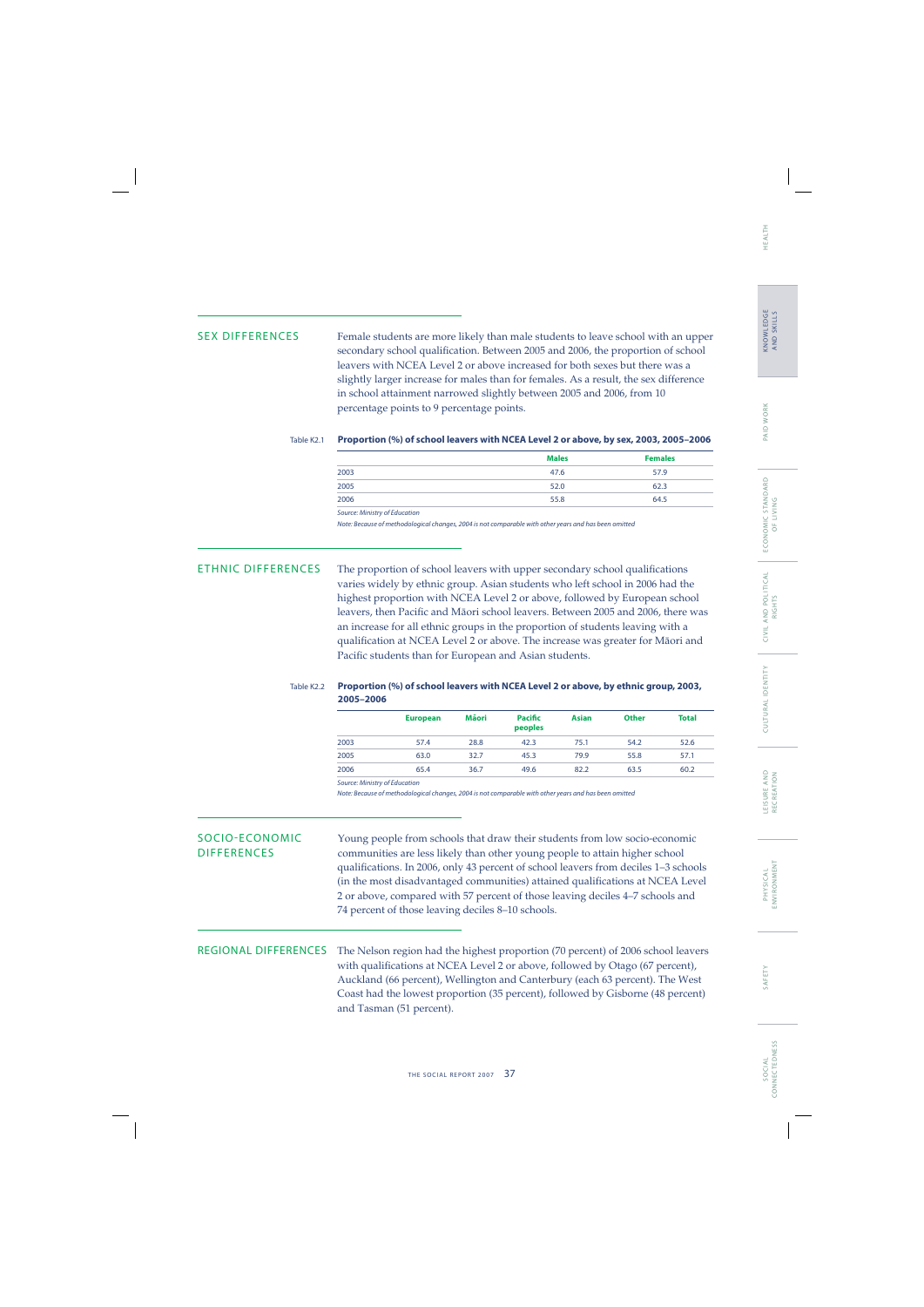## SEX DIFFERENCES

Female students are more likely than male students to leave school with an upper secondary school qualification. Between 2005 and 2006, the proportion of school leavers with NCEA Level 2 or above increased for both sexes but there was a slightly larger increase for males than for females. As a result, the sex difference in school attainment narrowed slightly between 2005 and 2006, from 10 percentage points to 9 percentage points.

Table K2.1 **Proportion (%) of school leavers with NCEA Level 2 or above, by sex, 2003, 2005–2006**

| | Males | Females |
|---|---|---|
| 2003 | 47.6 | 57.9 |
| 2005 | 52.0 | 62.3 |
| 2006 | 55.8 | 64.5 |

*Source: Ministry of Education*

*Note: Because of methodological changes, 2004 is not comparable with other years and has been omitted*

## ETHNIC DIFFERENCES

The proportion of school leavers with upper secondary school qualifications varies widely by ethnic group. Asian students who left school in 2006 had the highest proportion with NCEA Level 2 or above, followed by European school leavers, then Pacific and Māori school leavers. Between 2005 and 2006, there was an increase for all ethnic groups in the proportion of students leaving with a qualification at NCEA Level 2 or above. The increase was greater for Māori and Pacific students than for European and Asian students.

Table K2.2 **Proportion (%) of school leavers with NCEA Level 2 or above, by ethnic group, 2003, 2005–2006**

| | European | Māori | Pacific peoples | Asian | Other | Total |
|---|---|---|---|---|---|---|
| 2003 | 57.4 | 28.8 | 42.3 | 75.1 | 54.2 | 52.6 |
| 2005 | 63.0 | 32.7 | 45.3 | 79.9 | 55.8 | 57.1 |
| 2006 | 65.4 | 36.7 | 49.6 | 82.2 | 63.5 | 60.2 |

*Source: Ministry of Education*

*Note: Because of methodological changes, 2004 is not comparable with other years and has been omitted*

## SOCIO-ECONOMIC DIFFERENCES

Young people from schools that draw their students from low socio-economic communities are less likely than other young people to attain higher school qualifications. In 2006, only 43 percent of school leavers from deciles 1–3 schools (in the most disadvantaged communities) attained qualifications at NCEA Level 2 or above, compared with 57 percent of those leaving deciles 4–7 schools and 74 percent of those leaving deciles 8–10 schools.

## REGIONAL DIFFERENCES

The Nelson region had the highest proportion (70 percent) of 2006 school leavers with qualifications at NCEA Level 2 or above, followed by Otago (67 percent), Auckland (66 percent), Wellington and Canterbury (each 63 percent). The West Coast had the lowest proportion (35 percent), followed by Gisborne (48 percent) and Tasman (51 percent).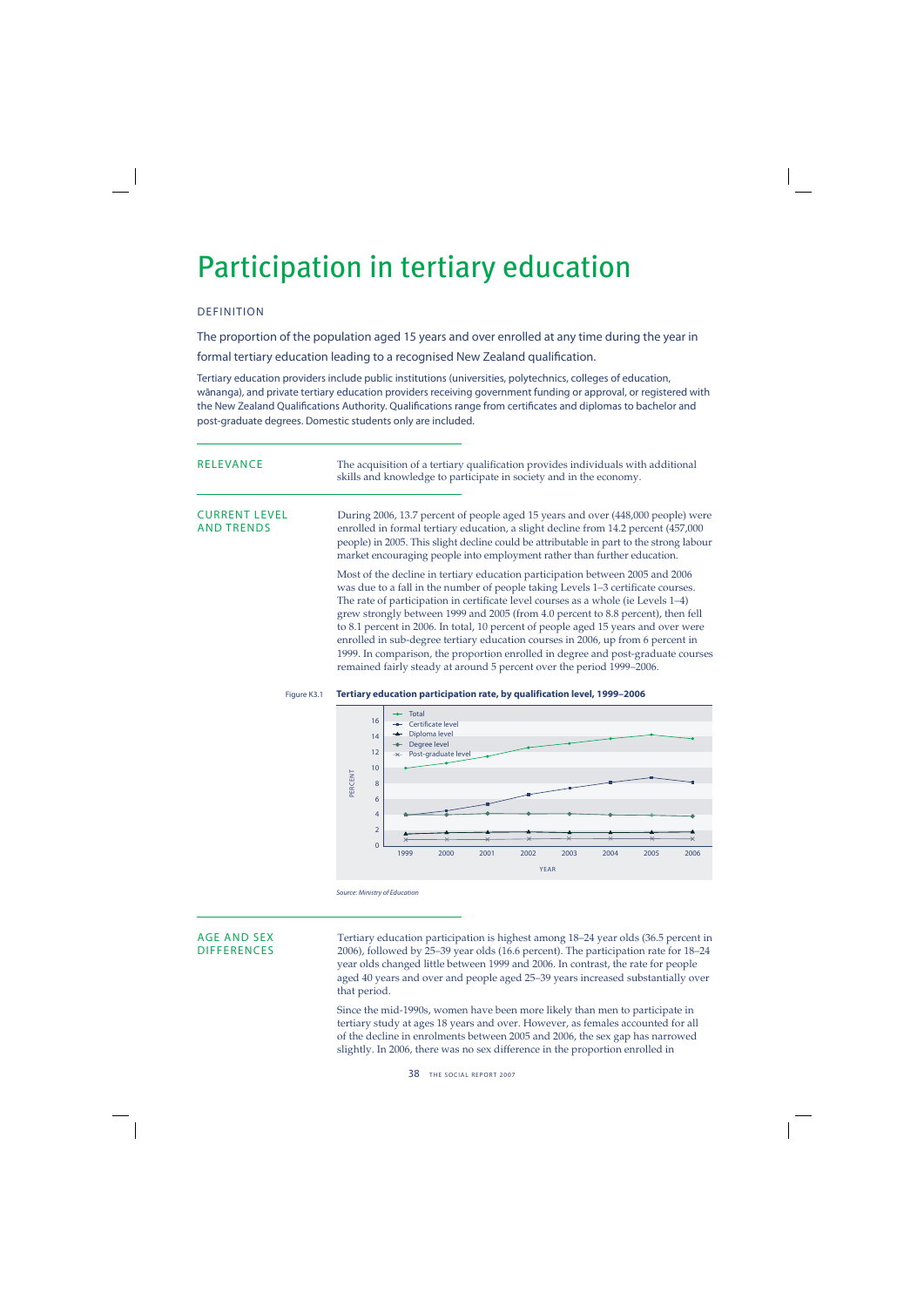# Participation in tertiary education

## DEFINITION

The proportion of the population aged 15 years and over enrolled at any time during the year in formal tertiary education leading to a recognised New Zealand qualification.

Tertiary education providers include public institutions (universities, polytechnics, colleges of education, wānanga), and private tertiary education providers receiving government funding or approval, or registered with the New Zealand Qualifications Authority. Qualifications range from certificates and diplomas to bachelor and post-graduate degrees. Domestic students only are included.

## RELEVANCE

The acquisition of a tertiary qualification provides individuals with additional skills and knowledge to participate in society and in the economy.

## CURRENT LEVEL AND TRENDS

During 2006, 13.7 percent of people aged 15 years and over (448,000 people) were enrolled in formal tertiary education, a slight decline from 14.2 percent (457,000 people) in 2005. This slight decline could be attributable in part to the strong labour market encouraging people into employment rather than further education.

Most of the decline in tertiary education participation between 2005 and 2006 was due to a fall in the number of people taking Levels 1–3 certificate courses. The rate of participation in certificate level courses as a whole (ie Levels 1–4) grew strongly between 1999 and 2005 (from 4.0 percent to 8.8 percent), then fell to 8.1 percent in 2006. In total, 10 percent of people aged 15 years and over were enrolled in sub-degree tertiary education courses in 2006, up from 6 percent in 1999. In comparison, the proportion enrolled in degree and post-graduate courses remained fairly steady at around 5 percent over the period 1999–2006.

Figure K3.1 **Tertiary education participation rate, by qualification level, 1999–2006**

*Source: Ministry of Education*

## AGE AND SEX DIFFERENCES

Tertiary education participation is highest among 18–24 year olds (36.5 percent in 2006), followed by 25–39 year olds (16.6 percent). The participation rate for 18–24 year olds changed little between 1999 and 2006. In contrast, the rate for people aged 40 years and over and people aged 25–39 years increased substantially over that period.

Since the mid-1990s, women have been more likely than men to participate in tertiary study at ages 18 years and over. However, as females accounted for all of the decline in enrolments between 2005 and 2006, the sex gap has narrowed slightly. In 2006, there was no sex difference in the proportion enrolled in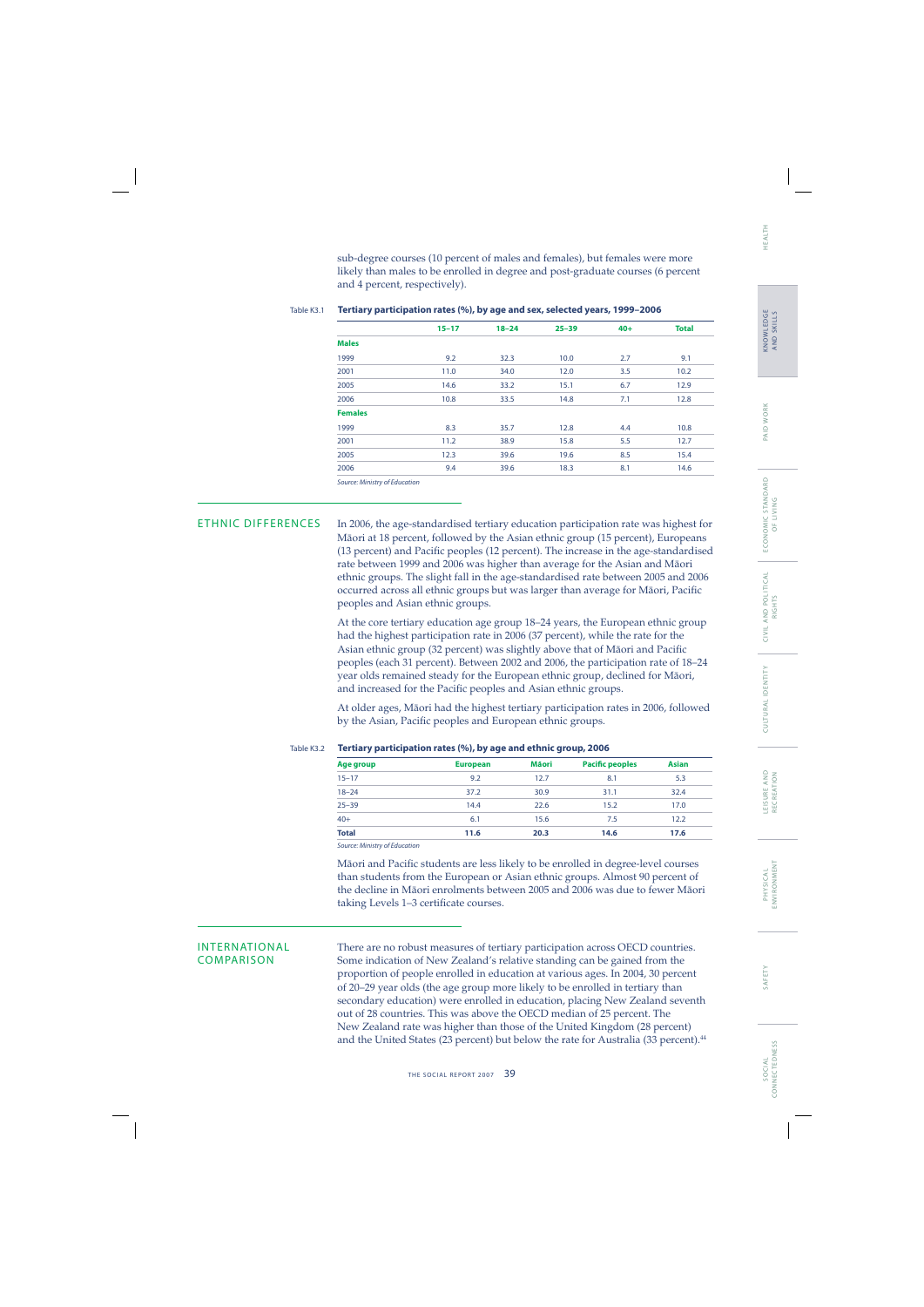sub-degree courses (10 percent of males and females), but females were more likely than males to be enrolled in degree and post-graduate courses (6 percent and 4 percent, respectively).

Table K3.1 **Tertiary participation rates (%), by age and sex, selected years, 1999–2006**

| | 15–17 | 18–24 | 25–39 | 40+ | Total |
|---|---|---|---|---|---|
| **Males** | | | | | |
| 1999 | 9.2 | 32.3 | 10.0 | 2.7 | 9.1 |
| 2001 | 11.0 | 34.0 | 12.0 | 3.5 | 10.2 |
| 2005 | 14.6 | 33.2 | 15.1 | 6.7 | 12.9 |
| 2006 | 10.8 | 33.5 | 14.8 | 7.1 | 12.8 |
| **Females** | | | | | |
| 1999 | 8.3 | 35.7 | 12.8 | 4.4 | 10.8 |
| 2001 | 11.2 | 38.9 | 15.8 | 5.5 | 12.7 |
| 2005 | 12.3 | 39.6 | 19.6 | 8.5 | 15.4 |
| 2006 | 9.4 | 39.6 | 18.3 | 8.1 | 14.6 |

*Source: Ministry of Education*

## ETHNIC DIFFERENCES

In 2006, the age-standardised tertiary education participation rate was highest for Māori at 18 percent, followed by the Asian ethnic group (15 percent), Europeans (13 percent) and Pacific peoples (12 percent). The increase in the age-standardised rate between 1999 and 2006 was higher than average for the Asian and Māori ethnic groups. The slight fall in the age-standardised rate between 2005 and 2006 occurred across all ethnic groups but was larger than average for Māori, Pacific peoples and Asian ethnic groups.

At the core tertiary education age group 18–24 years, the European ethnic group had the highest participation rate in 2006 (37 percent), while the rate for the Asian ethnic group (32 percent) was slightly above that of Māori and Pacific peoples (each 31 percent). Between 2002 and 2006, the participation rate of 18–24 year olds remained steady for the European ethnic group, declined for Māori, and increased for the Pacific peoples and Asian ethnic groups.

At older ages, Māori had the highest tertiary participation rates in 2006, followed by the Asian, Pacific peoples and European ethnic groups.

Table K3.2 **Tertiary participation rates (%), by age and ethnic group, 2006**

| Age group | European | Māori | Pacific peoples | Asian |
|---|---|---|---|---|
| 15–17 | 9.2 | 12.7 | 8.1 | 5.3 |
| 18–24 | 37.2 | 30.9 | 31.1 | 32.4 |
| 25–39 | 14.4 | 22.6 | 15.2 | 17.0 |
| 40+ | 6.1 | 15.6 | 7.5 | 12.2 |
| **Total** | **11.6** | **20.3** | **14.6** | **17.6** |

*Source: Ministry of Education*

Māori and Pacific students are less likely to be enrolled in degree-level courses than students from the European or Asian ethnic groups. Almost 90 percent of the decline in Māori enrolments between 2005 and 2006 was due to fewer Māori taking Levels 1–3 certificate courses.

## INTERNATIONAL COMPARISON

There are no robust measures of tertiary participation across OECD countries. Some indication of New Zealand's relative standing can be gained from the proportion of people enrolled in education at various ages. In 2004, 30 percent of 20–29 year olds (the age group more likely to be enrolled in tertiary than secondary education) were enrolled in education, placing New Zealand seventh out of 28 countries. This was above the OECD median of 25 percent. The New Zealand rate was higher than those of the United Kingdom (28 percent) and the United States (23 percent) but below the rate for Australia (33 percent).[44]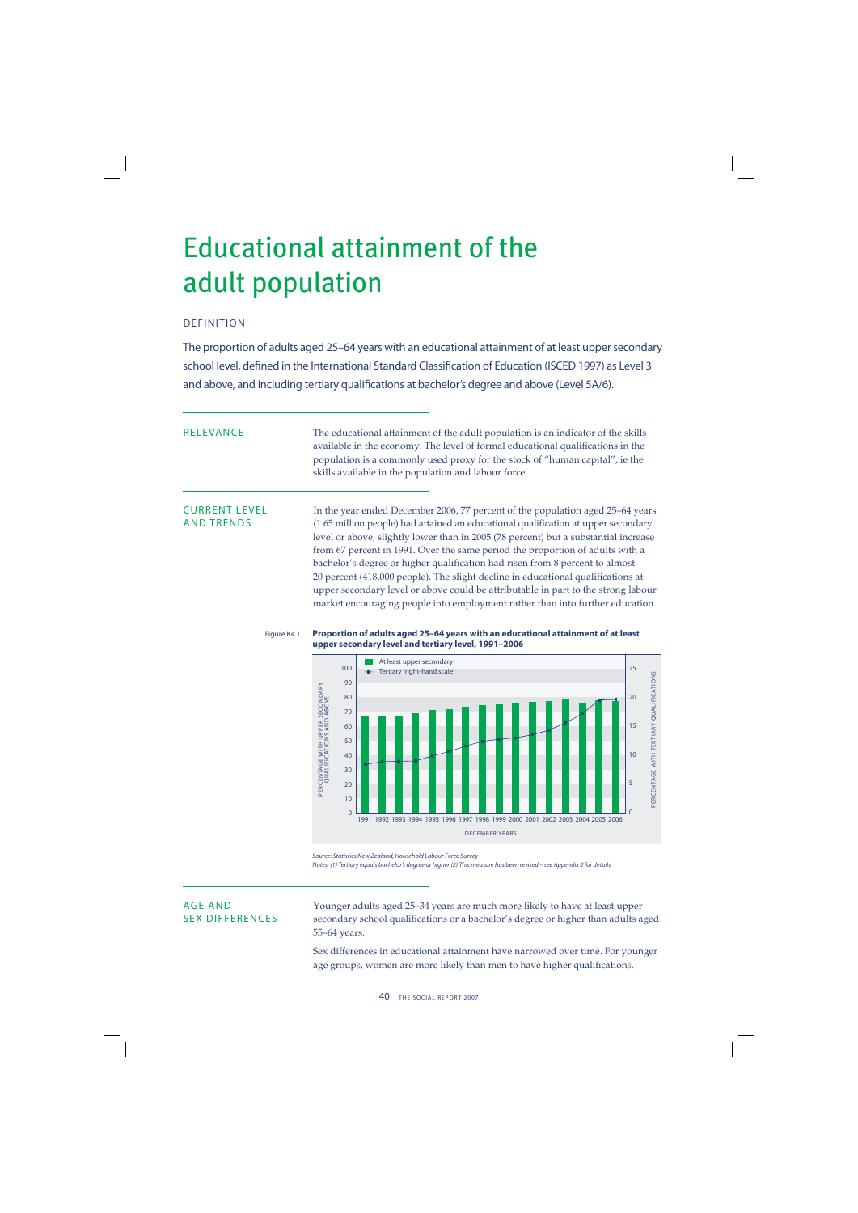# Educational attainment of the adult population

## DEFINITION

The proportion of adults aged 25–64 years with an educational attainment of at least upper secondary school level, defined in the International Standard Classification of Education (ISCED 1997) as Level 3 and above, and including tertiary qualifications at bachelor's degree and above (Level 5A/6).

## RELEVANCE

The educational attainment of the adult population is an indicator of the skills available in the economy. The level of formal educational qualifications in the population is a commonly used proxy for the stock of "human capital", ie the skills available in the population and labour force.

## CURRENT LEVEL AND TRENDS

In the year ended December 2006, 77 percent of the population aged 25–64 years (1.65 million people) had attained an educational qualification at upper secondary level or above, slightly lower than in 2005 (78 percent) but a substantial increase from 67 percent in 1991. Over the same period the proportion of adults with a bachelor's degree or higher qualification had risen from 8 percent to almost 20 percent (418,000 people). The slight decline in educational qualifications at upper secondary level or above could be attributable in part to the strong labour market encouraging people into employment rather than into further education.

Figure K4.1 **Proportion of adults aged 25–64 years with an educational attainment of at least upper secondary level and tertiary level, 1991–2006**

*Source: Statistics New Zealand, Household Labour Force Survey*
*Notes: (1) Tertiary equals bachelor's degree or higher (2) This measure has been revised – see Appendix 2 for details*

## AGE AND SEX DIFFERENCES

Younger adults aged 25–34 years are much more likely to have at least upper secondary school qualifications or a bachelor's degree or higher than adults aged 55–64 years.

Sex differences in educational attainment have narrowed over time. For younger age groups, women are more likely than men to have higher qualifications.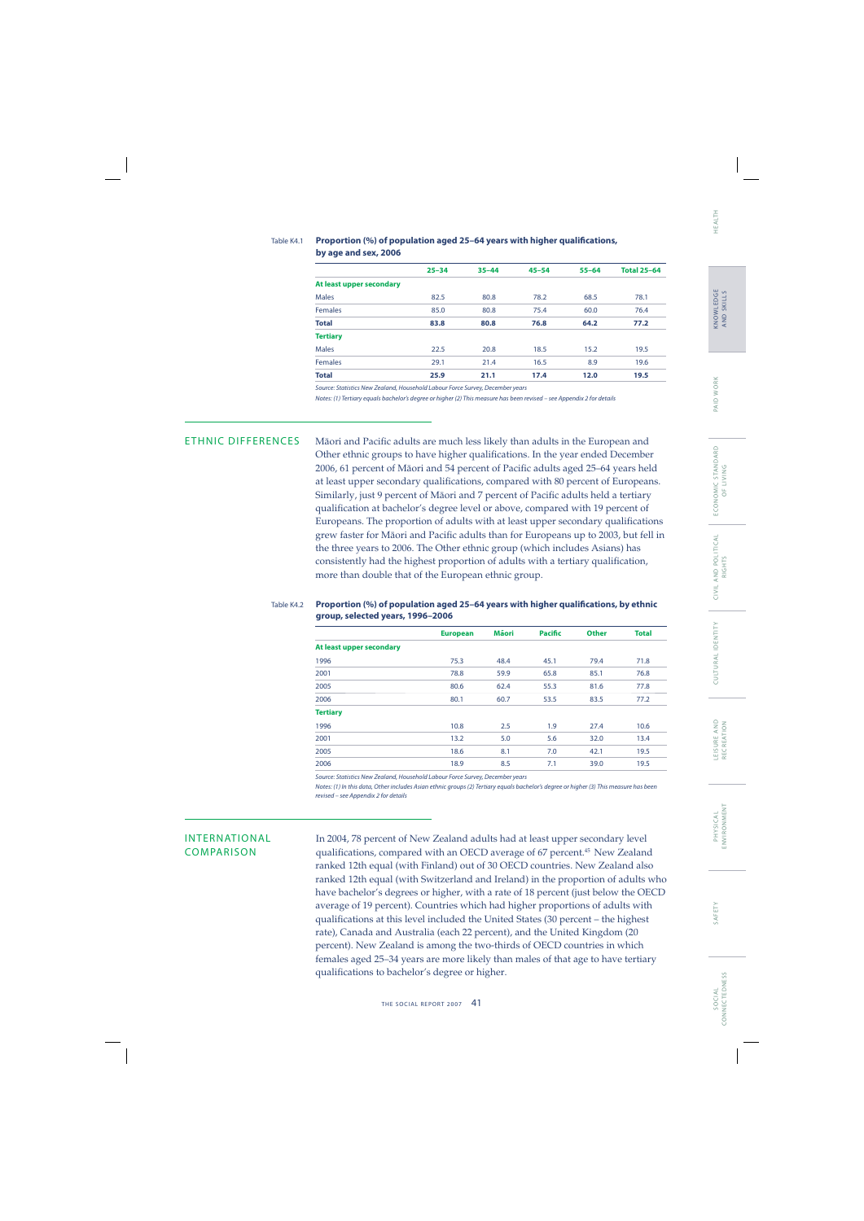Table K4.1 **Proportion (%) of population aged 25–64 years with higher qualifications, by age and sex, 2006**

| | 25–34 | 35–44 | 45–54 | 55–64 | Total 25–64 |
|---|---|---|---|---|---|
| **At least upper secondary** | | | | | |
| Males | 82.5 | 80.8 | 78.2 | 68.5 | 78.1 |
| Females | 85.0 | 80.8 | 75.4 | 60.0 | 76.4 |
| **Total** | **83.8** | **80.8** | **76.8** | **64.2** | **77.2** |
| **Tertiary** | | | | | |
| Males | 22.5 | 20.8 | 18.5 | 15.2 | 19.5 |
| Females | 29.1 | 21.4 | 16.5 | 8.9 | 19.6 |
| **Total** | **25.9** | **21.1** | **17.4** | **12.0** | **19.5** |

*Source: Statistics New Zealand, Household Labour Force Survey, December years*

*Notes: (1) Tertiary equals bachelor's degree or higher (2) This measure has been revised – see Appendix 2 for details*

## ETHNIC DIFFERENCES

Māori and Pacific adults are much less likely than adults in the European and Other ethnic groups to have higher qualifications. In the year ended December 2006, 61 percent of Māori and 54 percent of Pacific adults aged 25–64 years held at least upper secondary qualifications, compared with 80 percent of Europeans. Similarly, just 9 percent of Māori and 7 percent of Pacific adults held a tertiary qualification at bachelor's degree level or above, compared with 19 percent of Europeans. The proportion of adults with at least upper secondary qualifications grew faster for Māori and Pacific adults than for Europeans up to 2003, but fell in the three years to 2006. The Other ethnic group (which includes Asians) has consistently had the highest proportion of adults with a tertiary qualification, more than double that of the European ethnic group.

Table K4.2 **Proportion (%) of population aged 25–64 years with higher qualifications, by ethnic group, selected years, 1996–2006**

| | European | Māori | Pacific | Other | Total |
|---|---|---|---|---|---|
| **At least upper secondary** | | | | | |
| 1996 | 75.3 | 48.4 | 45.1 | 79.4 | 71.8 |
| 2001 | 78.8 | 59.9 | 65.8 | 85.1 | 76.8 |
| 2005 | 80.6 | 62.4 | 55.3 | 81.6 | 77.8 |
| 2006 | 80.1 | 60.7 | 53.5 | 83.5 | 77.2 |
| **Tertiary** | | | | | |
| 1996 | 10.8 | 2.5 | 1.9 | 27.4 | 10.6 |
| 2001 | 13.2 | 5.0 | 5.6 | 32.0 | 13.4 |
| 2005 | 18.6 | 8.1 | 7.0 | 42.1 | 19.5 |
| 2006 | 18.9 | 8.5 | 7.1 | 39.0 | 19.5 |

*Source: Statistics New Zealand, Household Labour Force Survey, December years*

*Notes: (1) In this data, Other includes Asian ethnic groups (2) Tertiary equals bachelor's degree or higher (3) This measure has been revised – see Appendix 2 for details*

## INTERNATIONAL COMPARISON

In 2004, 78 percent of New Zealand adults had at least upper secondary level qualifications, compared with an OECD average of 67 percent.[45] New Zealand ranked 12th equal (with Finland) out of 30 OECD countries. New Zealand also ranked 12th equal (with Switzerland and Ireland) in the proportion of adults who have bachelor's degrees or higher, with a rate of 18 percent (just below the OECD average of 19 percent). Countries which had higher proportions of adults with qualifications at this level included the United States (30 percent – the highest rate), Canada and Australia (each 22 percent), and the United Kingdom (20 percent). New Zealand is among the two-thirds of OECD countries in which females aged 25–34 years are more likely than males of that age to have tertiary qualifications to bachelor's degree or higher.